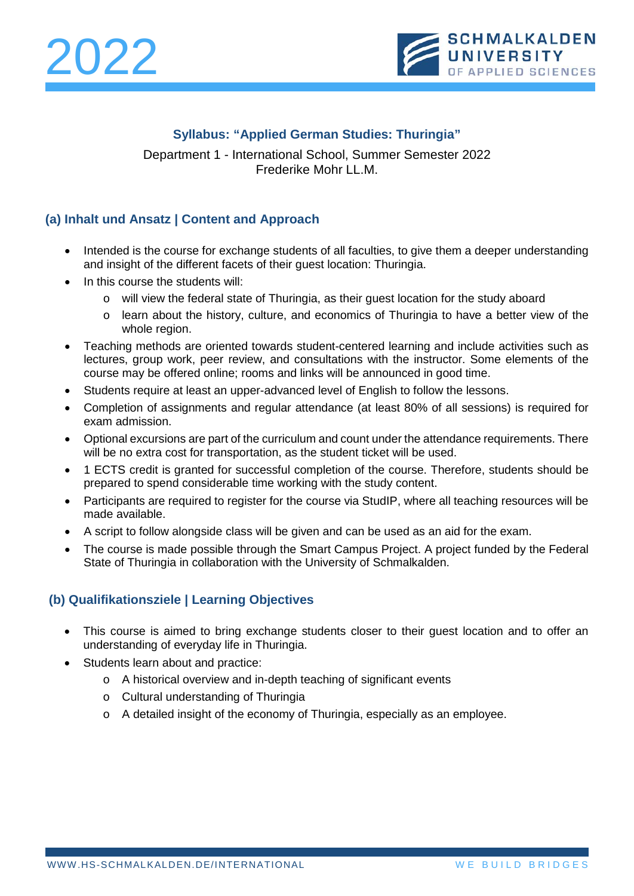2022

SCHMALKALDEN UNIVERSITY OF APPLIED SCIENCES

## Syllabus: "Applied German Studies: Thuringia"

Department 1 - International School, Summer Semester 2022
Frederike Mohr LL.M.

### (a) Inhalt und Ansatz | Content and Approach

- Intended is the course for exchange students of all faculties, to give them a deeper understanding and insight of the different facets of their guest location: Thuringia.
- In this course the students will:
  - will view the federal state of Thuringia, as their guest location for the study aboard
  - learn about the history, culture, and economics of Thuringia to have a better view of the whole region.
- Teaching methods are oriented towards student-centered learning and include activities such as lectures, group work, peer review, and consultations with the instructor. Some elements of the course may be offered online; rooms and links will be announced in good time.
- Students require at least an upper-advanced level of English to follow the lessons.
- Completion of assignments and regular attendance (at least 80% of all sessions) is required for exam admission.
- Optional excursions are part of the curriculum and count under the attendance requirements. There will be no extra cost for transportation, as the student ticket will be used.
- 1 ECTS credit is granted for successful completion of the course. Therefore, students should be prepared to spend considerable time working with the study content.
- Participants are required to register for the course via StudIP, where all teaching resources will be made available.
- A script to follow alongside class will be given and can be used as an aid for the exam.
- The course is made possible through the Smart Campus Project. A project funded by the Federal State of Thuringia in collaboration with the University of Schmalkalden.

### (b) Qualifikationsziele | Learning Objectives

- This course is aimed to bring exchange students closer to their guest location and to offer an understanding of everyday life in Thuringia.
- Students learn about and practice:
  - A historical overview and in-depth teaching of significant events
  - Cultural understanding of Thuringia
  - A detailed insight of the economy of Thuringia, especially as an employee.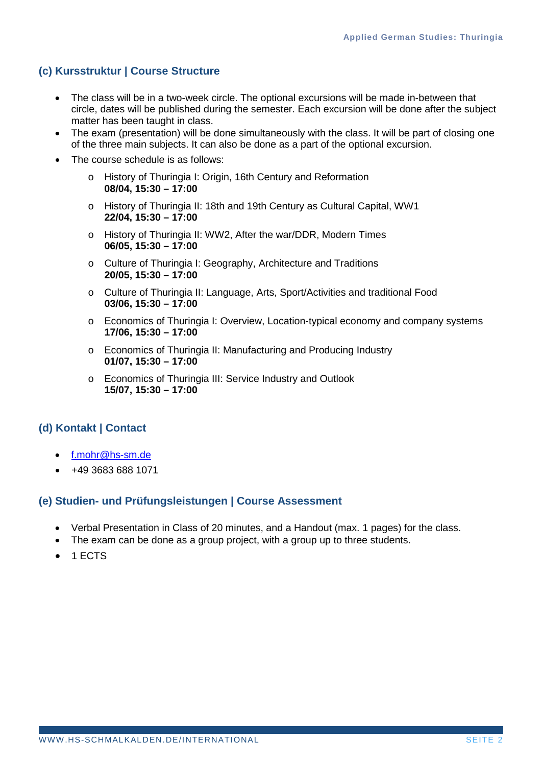## (c) Kursstruktur | Course Structure

- The class will be in a two-week circle. The optional excursions will be made in-between that circle, dates will be published during the semester. Each excursion will be done after the subject matter has been taught in class.
- The exam (presentation) will be done simultaneously with the class. It will be part of closing one of the three main subjects. It can also be done as a part of the optional excursion.
- The course schedule is as follows:
  - History of Thuringia I: Origin, 16th Century and Reformation
    **08/04, 15:30 – 17:00**
  - History of Thuringia II: 18th and 19th Century as Cultural Capital, WW1
    **22/04, 15:30 – 17:00**
  - History of Thuringia II: WW2, After the war/DDR, Modern Times
    **06/05, 15:30 – 17:00**
  - Culture of Thuringia I: Geography, Architecture and Traditions
    **20/05, 15:30 – 17:00**
  - Culture of Thuringia II: Language, Arts, Sport/Activities and traditional Food
    **03/06, 15:30 – 17:00**
  - Economics of Thuringia I: Overview, Location-typical economy and company systems
    **17/06, 15:30 – 17:00**
  - Economics of Thuringia II: Manufacturing and Producing Industry
    **01/07, 15:30 – 17:00**
  - Economics of Thuringia III: Service Industry and Outlook
    **15/07, 15:30 – 17:00**

## (d) Kontakt | Contact

- f.mohr@hs-sm.de
- +49 3683 688 1071

## (e) Studien- und Prüfungsleistungen | Course Assessment

- Verbal Presentation in Class of 20 minutes, and a Handout (max. 1 pages) for the class.
- The exam can be done as a group project, with a group up to three students.
- 1 ECTS